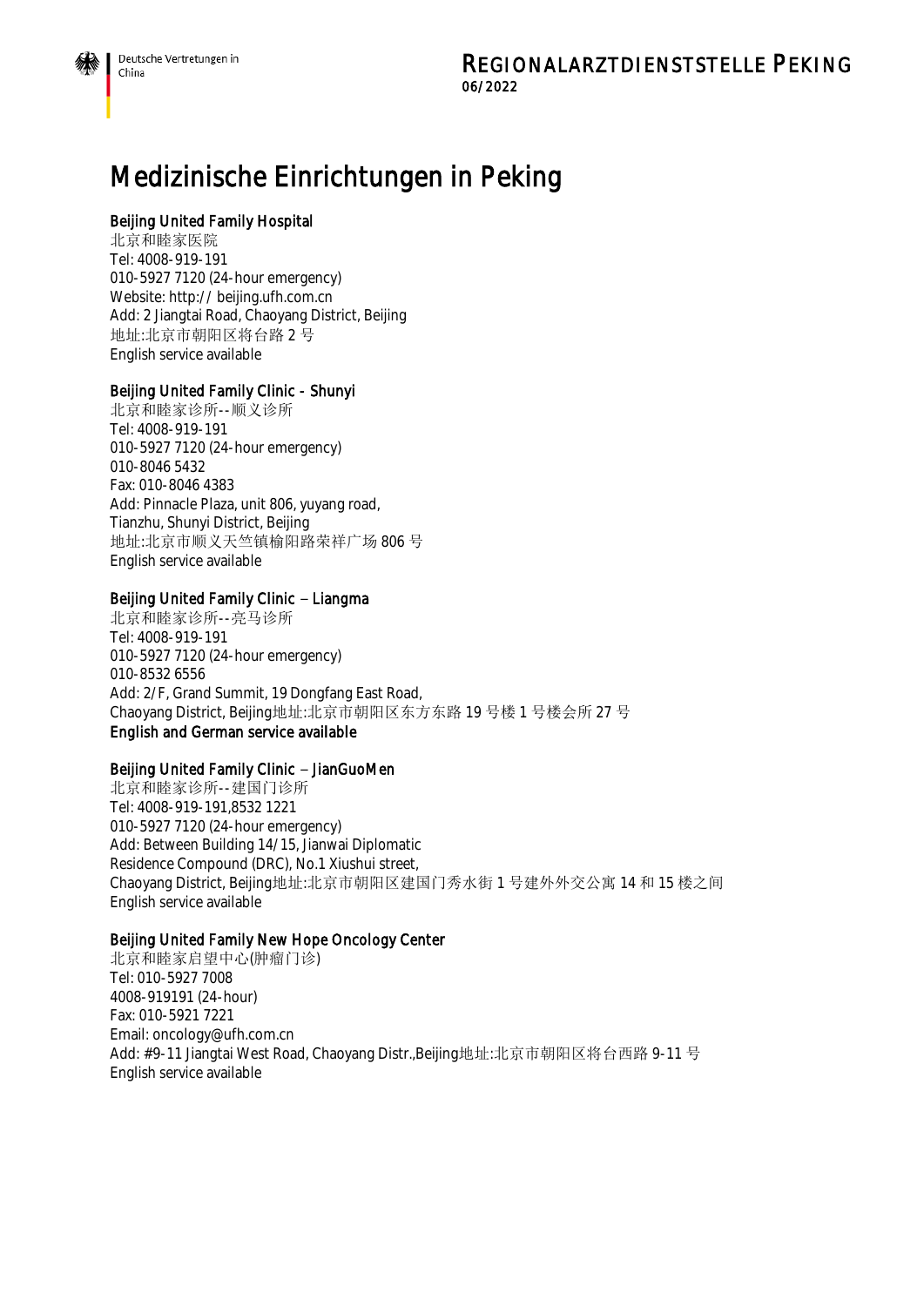# Medizinische Einrichtungen in Peking

**Beijing United Family Hospital**
北京和睦家医院
Tel: 4008-919-191
010-5927 7120 (24-hour emergency)
Website: http:// beijing.ufh.com.cn
Add: 2 Jiangtai Road, Chaoyang District, Beijing
地址:北京市朝阳区将台路 2 号
English service available

**Beijing United Family Clinic - Shunyi**
北京和睦家诊所--顺义诊所
Tel: 4008-919-191
010-5927 7120 (24-hour emergency)
010-8046 5432
Fax: 010-8046 4383
Add: Pinnacle Plaza, unit 806, yuyang road,
Tianzhu, Shunyi District, Beijing
地址:北京市顺义天竺镇榆阳路荣祥广场 806 号
English service available

**Beijing United Family Clinic – Liangma**
北京和睦家诊所--亮马诊所
Tel: 4008-919-191
010-5927 7120 (24-hour emergency)
010-8532 6556
Add: 2/F, Grand Summit, 19 Dongfang East Road,
Chaoyang District, Beijing地址:北京市朝阳区东方东路 19 号楼 1 号楼会所 27 号
**English and German service available**

**Beijing United Family Clinic – JianGuoMen**
北京和睦家诊所--建国门诊所
Tel: 4008-919-191,8532 1221
010-5927 7120 (24-hour emergency)
Add: Between Building 14/15, Jianwai Diplomatic
Residence Compound (DRC), No.1 Xiushui street,
Chaoyang District, Beijing地址:北京市朝阳区建国门秀水街 1 号建外外交公寓 14 和 15 楼之间
English service available

**Beijing United Family New Hope Oncology Center**
北京和睦家启望中心(肿瘤门诊)
Tel: 010-5927 7008
4008-919191 (24-hour)
Fax: 010-5921 7221
Email: oncology@ufh.com.cn
Add: #9-11 Jiangtai West Road, Chaoyang Distr.,Beijing地址:北京市朝阳区将台西路 9-11 号
English service available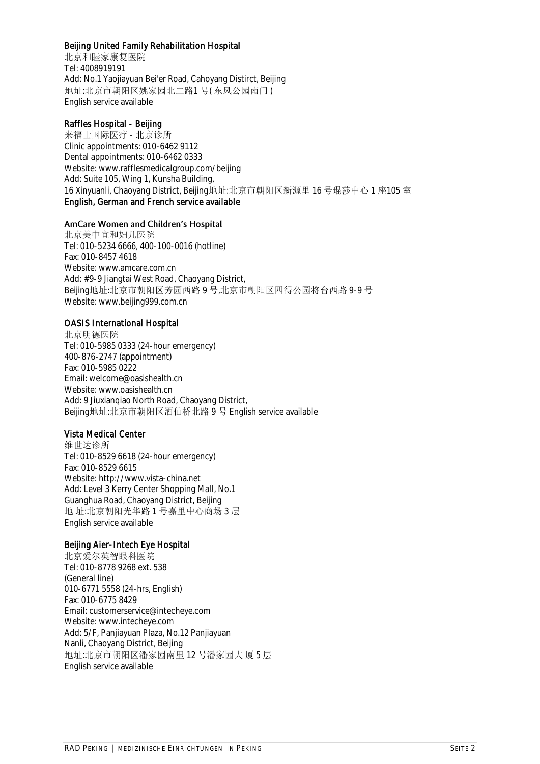**Beijing United Family Rehabilitation Hospital**
北京和睦家康复医院
Tel: 4008919191
Add: No.1 Yaojiayuan Bei'er Road, Cahoyang Distirct, Beijing
地址:北京市朝阳区姚家园北二路1 号( 东风公园南门 )
English service available

**Raffles Hospital - Beijing**
来福士国际医疗 - 北京诊所
Clinic appointments: 010-6462 9112
Dental appointments: 010-6462 0333
Website: www.rafflesmedicalgroup.com/beijing
Add: Suite 105, Wing 1, Kunsha Building,
16 Xinyuanli, Chaoyang District, Beijing地址:北京市朝阳区新源里 16 号琨莎中心 1 座105 室
**English, German and French service available**

**AmCare Women and Children's Hospital**
北京美中宜和妇儿医院
Tel: 010-5234 6666, 400-100-0016 (hotline)
Fax: 010-8457 4618
Website: www.amcare.com.cn
Add: #9-9 Jiangtai West Road, Chaoyang District,
Beijing地址:北京市朝阳区芳园西路 9 号,北京市朝阳区四得公园将台西路 9-9 号
Website: www.beijing999.com.cn

**OASIS International Hospital**
北京明德医院
Tel: 010-5985 0333 (24-hour emergency)
400-876-2747 (appointment)
Fax: 010-5985 0222
Email: welcome@oasishealth.cn
Website: www.oasishealth.cn
Add: 9 Jiuxianqiao North Road, Chaoyang District,
Beijing地址:北京市朝阳区酒仙桥北路 9 号 English service available

**Vista Medical Center**
维世达诊所
Tel: 010-8529 6618 (24-hour emergency)
Fax: 010-8529 6615
Website: http://www.vista-china.net
Add: Level 3 Kerry Center Shopping Mall, No.1
Guanghua Road, Chaoyang District, Beijing
地 址:北京朝阳光华路 1 号嘉里中心商场 3 层
English service available

**Beijing Aier-Intech Eye Hospital**
北京爱尔英智眼科医院
Tel: 010-8778 9268 ext. 538
(General line)
010-6771 5558 (24-hrs, English)
Fax: 010-6775 8429
Email: customerservice@intecheye.com
Website: www.intecheye.com
Add: 5/F, Panjiayuan Plaza, No.12 Panjiayuan
Nanli, Chaoyang District, Beijing
地址:北京市朝阳区潘家园南里 12 号潘家园大 厦 5 层
English service available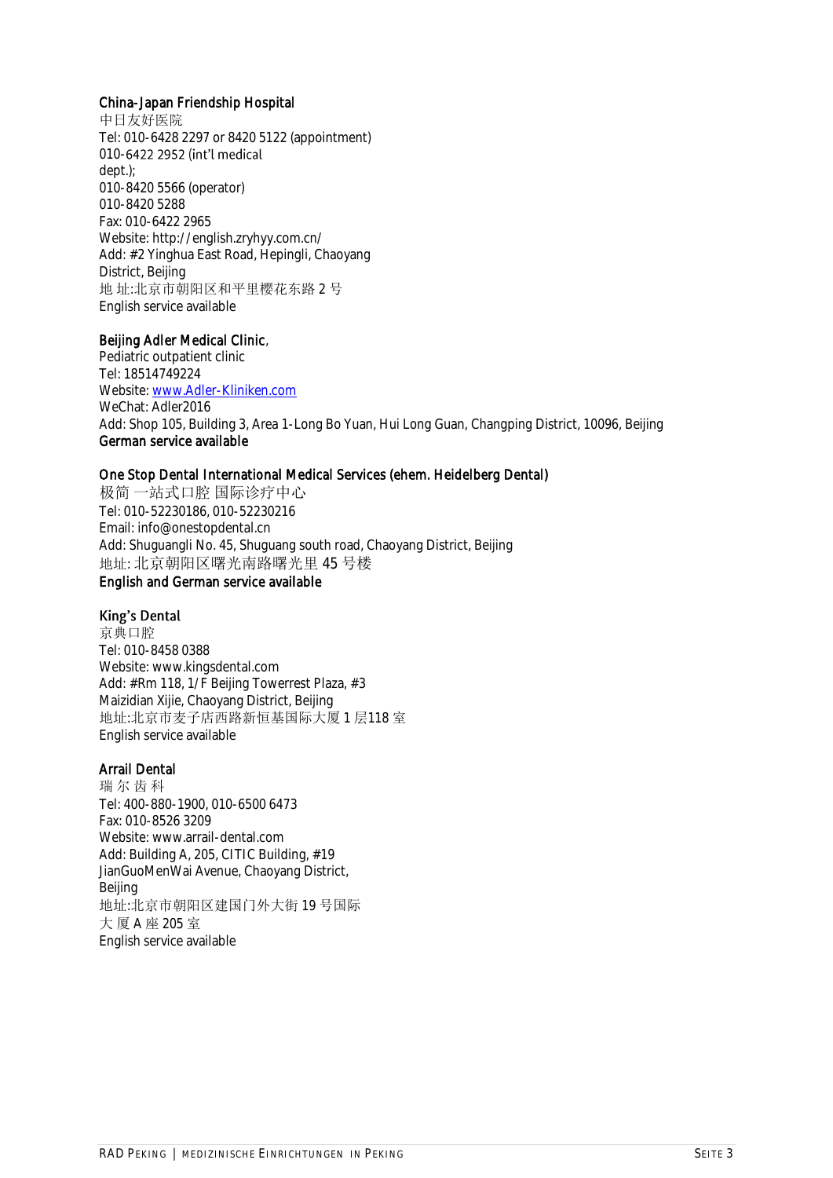China-Japan Friendship Hospital
中日友好医院
Tel: 010-6428 2297 or 8420 5122 (appointment)
010-6422 2952 (int'l medical
dept.);
010-8420 5566 (operator)
010-8420 5288
Fax: 010-6422 2965
Website: http://english.zryhyy.com.cn/
Add: #2 Yinghua East Road, Hepingli, Chaoyang
District, Beijing
地 址:北京市朝阳区和平里樱花东路 2 号
English service available

Beijing Adler Medical Clinic,
Pediatric outpatient clinic
Tel: 18514749224
Website: [www.Adler-Kliniken.com](http://www.Adler-Kliniken.com)
WeChat: Adler2016
Add: Shop 105, Building 3, Area 1-Long Bo Yuan, Hui Long Guan, Changping District, 10096, Beijing
**German service available**

One Stop Dental International Medical Services (ehem. Heidelberg Dental)
极简 一站式口腔 国际诊疗中心
Tel: 010-52230186, 010-52230216
Email: info@onestopdental.cn
Add: Shuguangli No. 45, Shuguang south road, Chaoyang District, Beijing
地址: 北京朝阳区曙光南路曙光里 45 号楼
**English and German service available**

King's Dental
京典口腔
Tel: 010-8458 0388
Website: www.kingsdental.com
Add: #Rm 118, 1/F Beijing Towercrest Plaza, #3
Maizidian Xijie, Chaoyang District, Beijing
地址:北京市麦子店西路新恒基国际大厦 1 层118 室
English service available

Arrail Dental
瑞 尔 齿 科
Tel: 400-880-1900, 010-6500 6473
Fax: 010-8526 3209
Website: www.arrail-dental.com
Add: Building A, 205, CITIC Building, #19
JianGuoMenWai Avenue, Chaoyang District,
Beijing
地址:北京市朝阳区建国门外大街 19 号国际
大 厦 A 座 205 室
English service available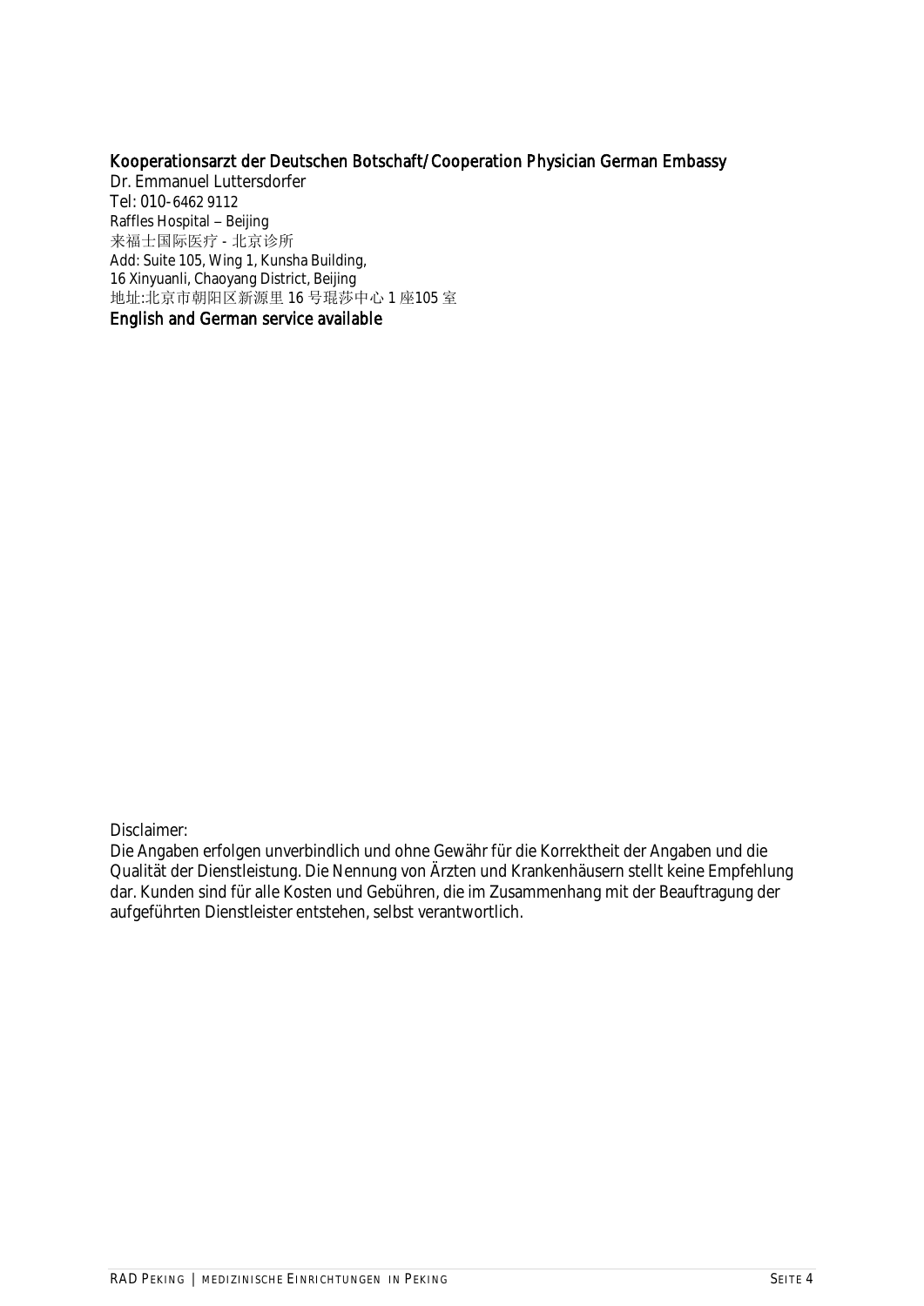**Kooperationsarzt der Deutschen Botschaft/Cooperation Physician German Embassy**

Dr. Emmanuel Luttersdorfer
Tel: 010-6462 9112
Raffles Hospital – Beijing
来福士国际医疗 - 北京诊所
Add: Suite 105, Wing 1, Kunsha Building,
16 Xinyuanli, Chaoyang District, Beijing
地址:北京市朝阳区新源里 16 号琨莎中心 1 座105 室
**English and German service available**

Disclaimer:
Die Angaben erfolgen unverbindlich und ohne Gewähr für die Korrektheit der Angaben und die Qualität der Dienstleistung. Die Nennung von Ärzten und Krankenhäusern stellt keine Empfehlung dar. Kunden sind für alle Kosten und Gebühren, die im Zusammenhang mit der Beauftragung der aufgeführten Dienstleister entstehen, selbst verantwortlich.